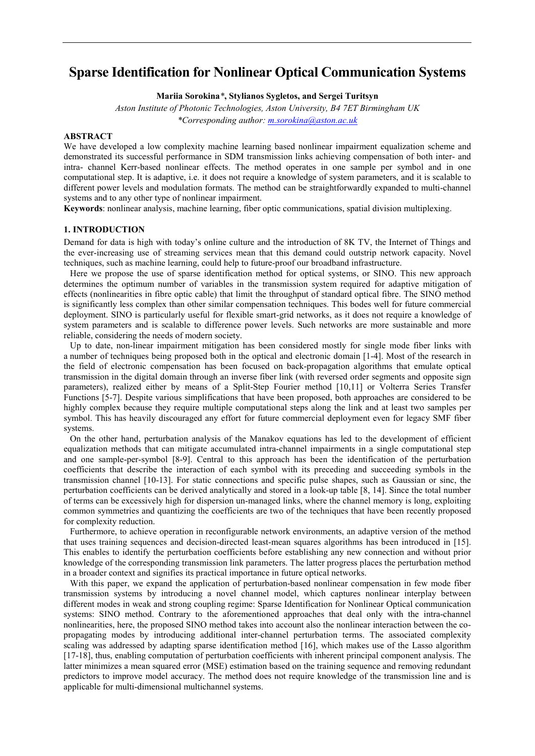# Sparse Identification for Nonlinear Optical Communication Systems

**Mariia Sorokina\*, Stylianos Sygletos, and Sergei Turitsyn**

*Aston Institute of Photonic Technologies, Aston University, B4 7ET Birmingham UK*

*\*Corresponding author: m.sorokina@aston.ac.uk*

## ABSTRACT

We have developed a low complexity machine learning based nonlinear impairment equalization scheme and demonstrated its successful performance in SDM transmission links achieving compensation of both inter- and intra- channel Kerr-based nonlinear effects. The method operates in one sample per symbol and in one computational step. It is adaptive, i.e. it does not require a knowledge of system parameters, and it is scalable to different power levels and modulation formats. The method can be straightforwardly expanded to multi-channel systems and to any other type of nonlinear impairment.

**Keywords**: nonlinear analysis, machine learning, fiber optic communications, spatial division multiplexing.

## 1. INTRODUCTION

Demand for data is high with today's online culture and the introduction of 8K TV, the Internet of Things and the ever-increasing use of streaming services mean that this demand could outstrip network capacity. Novel techniques, such as machine learning, could help to future-proof our broadband infrastructure.

Here we propose the use of sparse identification method for optical systems, or SINO. This new approach determines the optimum number of variables in the transmission system required for adaptive mitigation of effects (nonlinearities in fibre optic cable) that limit the throughput of standard optical fibre. The SINO method is significantly less complex than other similar compensation techniques. This bodes well for future commercial deployment. SINO is particularly useful for flexible smart-grid networks, as it does not require a knowledge of system parameters and is scalable to difference power levels. Such networks are more sustainable and more reliable, considering the needs of modern society.

Up to date, non-linear impairment mitigation has been considered mostly for single mode fiber links with a number of techniques being proposed both in the optical and electronic domain [1-4]. Most of the research in the field of electronic compensation has been focused on back-propagation algorithms that emulate optical transmission in the digital domain through an inverse fiber link (with reversed order segments and opposite sign parameters), realized either by means of a Split-Step Fourier method [10,11] or Volterra Series Transfer Functions [5-7]. Despite various simplifications that have been proposed, both approaches are considered to be highly complex because they require multiple computational steps along the link and at least two samples per symbol. This has heavily discouraged any effort for future commercial deployment even for legacy SMF fiber systems.

On the other hand, perturbation analysis of the Manakov equations has led to the development of efficient equalization methods that can mitigate accumulated intra-channel impairments in a single computational step and one sample-per-symbol [8-9]. Central to this approach has been the identification of the perturbation coefficients that describe the interaction of each symbol with its preceding and succeeding symbols in the transmission channel [10-13]. For static connections and specific pulse shapes, such as Gaussian or sinc, the perturbation coefficients can be derived analytically and stored in a look-up table [8, 14]. Since the total number of terms can be excessively high for dispersion un-managed links, where the channel memory is long, exploiting common symmetries and quantizing the coefficients are two of the techniques that have been recently proposed for complexity reduction.

Furthermore, to achieve operation in reconfigurable network environments, an adaptive version of the method that uses training sequences and decision-directed least-mean squares algorithms has been introduced in [15]. This enables to identify the perturbation coefficients before establishing any new connection and without prior knowledge of the corresponding transmission link parameters. The latter progress places the perturbation method in a broader context and signifies its practical importance in future optical networks.

With this paper, we expand the application of perturbation-based nonlinear compensation in few mode fiber transmission systems by introducing a novel channel model, which captures nonlinear interplay between different modes in weak and strong coupling regime: Sparse Identification for Nonlinear Optical communication systems: SINO method. Contrary to the aforementioned approaches that deal only with the intra-channel nonlinearities, here, the proposed SINO method takes into account also the nonlinear interaction between the co-propagating modes by introducing additional inter-channel perturbation terms. The associated complexity scaling was addressed by adapting sparse identification method [16], which makes use of the Lasso algorithm [17-18], thus, enabling computation of perturbation coefficients with inherent principal component analysis. The latter minimizes a mean squared error (MSE) estimation based on the training sequence and removing redundant predictors to improve model accuracy. The method does not require knowledge of the transmission line and is applicable for multi-dimensional multichannel systems.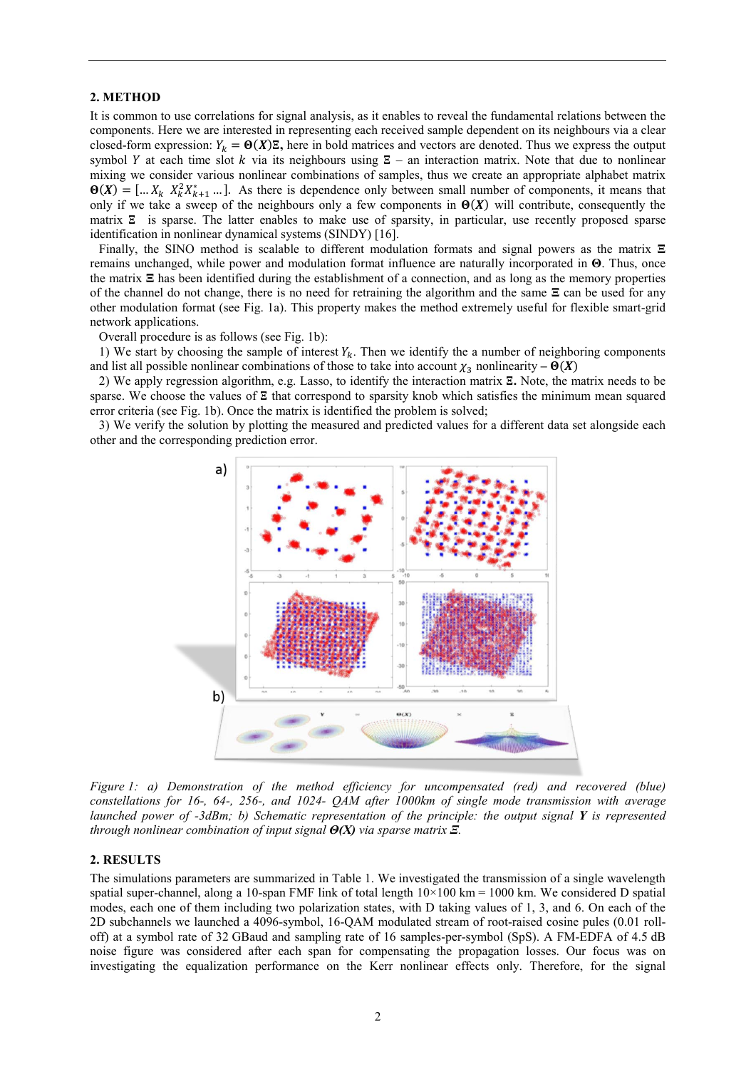## 2. METHOD

It is common to use correlations for signal analysis, as it enables to reveal the fundamental relations between the components. Here we are interested in representing each received sample dependent on its neighbours via a clear closed-form expression: $Y_k = \mathbf{\Theta}(\boldsymbol{X})\mathbf{\Xi}$, here in bold matrices and vectors are denoted. Thus we express the output symbol $Y$ at each time slot $k$ via its neighbours using $\mathbf{\Xi}$ – an interaction matrix. Note that due to nonlinear mixing we consider various nonlinear combinations of samples, thus we create an appropriate alphabet matrix $\mathbf{\Theta}(\boldsymbol{X}) = [\dots X_k \;\; X_k^2 X_{k+1}^* \dots]$. As there is dependence only between small number of components, it means that only if we take a sweep of the neighbours only a few components in $\mathbf{\Theta}(\boldsymbol{X})$ will contribute, consequently the matrix $\mathbf{\Xi}$ is sparse. The latter enables to make use of sparsity, in particular, use recently proposed sparse identification in nonlinear dynamical systems (SINDY) [16].

Finally, the SINO method is scalable to different modulation formats and signal powers as the matrix $\mathbf{\Xi}$ remains unchanged, while power and modulation format influence are naturally incorporated in $\mathbf{\Theta}$. Thus, once the matrix $\mathbf{\Xi}$ has been identified during the establishment of a connection, and as long as the memory properties of the channel do not change, there is no need for retraining the algorithm and the same $\mathbf{\Xi}$ can be used for any other modulation format (see Fig. 1a). This property makes the method extremely useful for flexible smart-grid network applications.

Overall procedure is as follows (see Fig. 1b):

1) We start by choosing the sample of interest $Y_k$. Then we identify the a number of neighboring components and list all possible nonlinear combinations of those to take into account $\chi_3$ nonlinearity – $\mathbf{\Theta}(\boldsymbol{X})$

2) We apply regression algorithm, e.g. Lasso, to identify the interaction matrix $\mathbf{\Xi}$. Note, the matrix needs to be sparse. We choose the values of $\mathbf{\Xi}$ that correspond to sparsity knob which satisfies the minimum mean squared error criteria (see Fig. 1b). Once the matrix is identified the problem is solved;

3) We verify the solution by plotting the measured and predicted values for a different data set alongside each other and the corresponding prediction error.

*Figure 1: a) Demonstration of the method efficiency for uncompensated (red) and recovered (blue) constellations for 16-, 64-, 256-, and 1024- QAM after 1000km of single mode transmission with average launched power of -3dBm; b) Schematic representation of the principle: the output signal **Y** is represented through nonlinear combination of input signal **Θ(X)** via sparse matrix **Ξ**.*

## 2. RESULTS

The simulations parameters are summarized in Table 1. We investigated the transmission of a single wavelength spatial super-channel, along a 10-span FMF link of total length 10×100 km = 1000 km. We considered D spatial modes, each one of them including two polarization states, with D taking values of 1, 3, and 6. On each of the 2D subchannels we launched a 4096-symbol, 16-QAM modulated stream of root-raised cosine pulses (0.01 roll-off) at a symbol rate of 32 GBaud and sampling rate of 16 samples-per-symbol (SpS). A FM-EDFA of 4.5 dB noise figure was considered after each span for compensating the propagation losses. Our focus was on investigating the equalization performance on the Kerr nonlinear effects only. Therefore, for the signal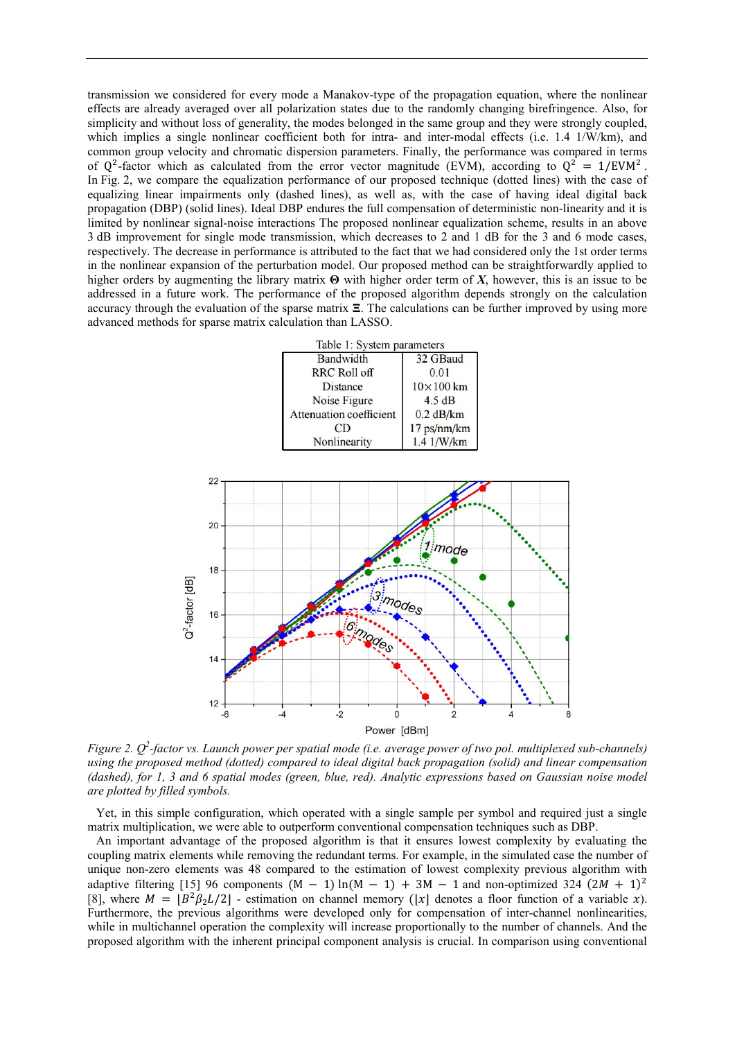transmission we considered for every mode a Manakov-type of the propagation equation, where the nonlinear effects are already averaged over all polarization states due to the randomly changing birefringence. Also, for simplicity and without loss of generality, the modes belonged in the same group and they were strongly coupled, which implies a single nonlinear coefficient both for intra- and inter-modal effects (i.e. 1.4 1/W/km), and common group velocity and chromatic dispersion parameters. Finally, the performance was compared in terms of $Q^2$-factor which as calculated from the error vector magnitude (EVM), according to $Q^2 = 1/EVM^2$. In Fig. 2, we compare the equalization performance of our proposed technique (dotted lines) with the case of equalizing linear impairments only (dashed lines), as well as, with the case of having ideal digital back propagation (DBP) (solid lines). Ideal DBP endures the full compensation of deterministic non-linearity and it is limited by nonlinear signal-noise interactions The proposed nonlinear equalization scheme, results in an above 3 dB improvement for single mode transmission, which decreases to 2 and 1 dB for the 3 and 6 mode cases, respectively. The decrease in performance is attributed to the fact that we had considered only the 1st order terms in the nonlinear expansion of the perturbation model. Our proposed method can be straightforwardly applied to higher orders by augmenting the library matrix $\mathbf{\Theta}$ with higher order term of $\boldsymbol{X}$, however, this is an issue to be addressed in a future work. The performance of the proposed algorithm depends strongly on the calculation accuracy through the evaluation of the sparse matrix $\mathbf{\Xi}$. The calculations can be further improved by using more advanced methods for sparse matrix calculation than LASSO.

Table 1: System parameters

| Parameter | Value |
|---|---|
| Bandwidth | 32 GBaud |
| RRC Roll off | 0.01 |
| Distance | 10×100 km |
| Noise Figure | 4.5 dB |
| Attenuation coefficient | 0.2 dB/km |
| CD | 17 ps/nm/km |
| Nonlinearity | 1.4 1/W/km |

*Figure 2. $Q^2$-factor vs. Launch power per spatial mode (i.e. average power of two pol. multiplexed sub-channels) using the proposed method (dotted) compared to ideal digital back propagation (solid) and linear compensation (dashed), for 1, 3 and 6 spatial modes (green, blue, red). Analytic expressions based on Gaussian noise model are plotted by filled symbols.*

Yet, in this simple configuration, which operated with a single sample per symbol and required just a single matrix multiplication, we were able to outperform conventional compensation techniques such as DBP.

An important advantage of the proposed algorithm is that it ensures lowest complexity by evaluating the coupling matrix elements while removing the redundant terms. For example, in the simulated case the number of unique non-zero elements was 48 compared to the estimation of lowest complexity previous algorithm with adaptive filtering [15] 96 components $(M-1)\ln(M-1) + 3M - 1$ and non-optimized 324 $(2M+1)^2$ [8], where $M = \lfloor B^2\beta_2 L/2 \rfloor$ - estimation on channel memory ($\lfloor x \rfloor$ denotes a floor function of a variable $x$). Furthermore, the previous algorithms were developed only for compensation of inter-channel nonlinearities, while in multichannel operation the complexity will increase proportionally to the number of channels. And the proposed algorithm with the inherent principal component analysis is crucial. In comparison using conventional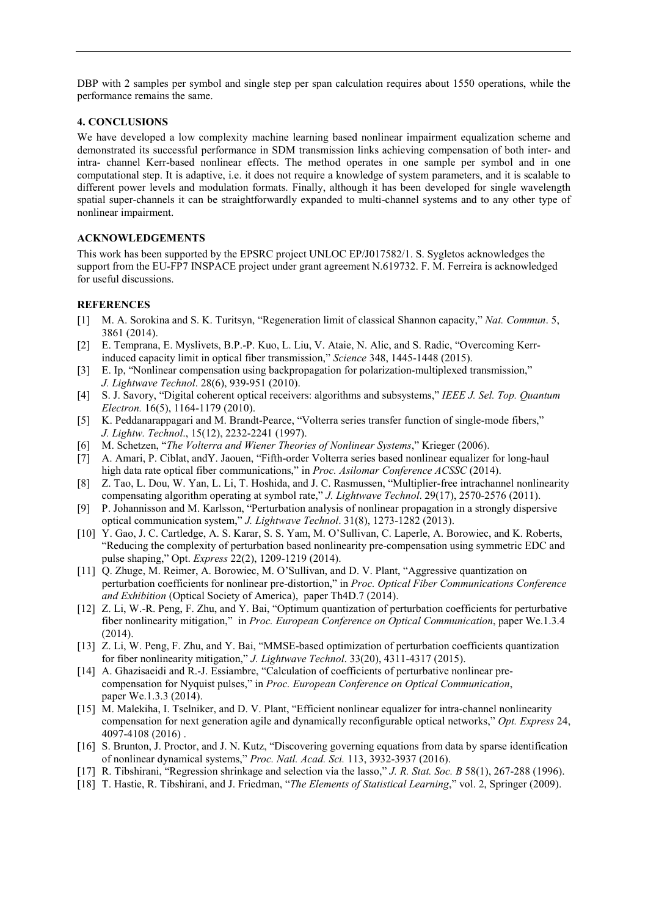DBP with 2 samples per symbol and single step per span calculation requires about 1550 operations, while the performance remains the same.

### 4. CONCLUSIONS

We have developed a low complexity machine learning based nonlinear impairment equalization scheme and demonstrated its successful performance in SDM transmission links achieving compensation of both inter- and intra- channel Kerr-based nonlinear effects. The method operates in one sample per symbol and in one computational step. It is adaptive, i.e. it does not require a knowledge of system parameters, and it is scalable to different power levels and modulation formats. Finally, although it has been developed for single wavelength spatial super-channels it can be straightforwardly expanded to multi-channel systems and to any other type of nonlinear impairment.

### ACKNOWLEDGEMENTS

This work has been supported by the EPSRC project UNLOC EP/J017582/1. S. Sygletos acknowledges the support from the EU-FP7 INSPACE project under grant agreement N.619732. F. M. Ferreira is acknowledged for useful discussions.

### REFERENCES

- [1] M. A. Sorokina and S. K. Turitsyn, "Regeneration limit of classical Shannon capacity," *Nat. Commun*. 5, 3861 (2014).
- [2] E. Temprana, E. Myslivets, B.P.-P. Kuo, L. Liu, V. Ataie, N. Alic, and S. Radic, "Overcoming Kerr-induced capacity limit in optical fiber transmission," *Science* 348, 1445-1448 (2015).
- [3] E. Ip, "Nonlinear compensation using backpropagation for polarization-multiplexed transmission," *J. Lightwave Technol*. 28(6), 939-951 (2010).
- [4] S. J. Savory, "Digital coherent optical receivers: algorithms and subsystems," *IEEE J. Sel. Top. Quantum Electron.* 16(5), 1164-1179 (2010).
- [5] K. Peddanarappagari and M. Brandt-Pearce, "Volterra series transfer function of single-mode fibers," *J. Lightw. Technol*., 15(12), 2232-2241 (1997).
- [6] M. Schetzen, "*The Volterra and Wiener Theories of Nonlinear Systems*," Krieger (2006).
- [7] A. Amari, P. Ciblat, andY. Jaouen, "Fifth-order Volterra series based nonlinear equalizer for long-haul high data rate optical fiber communications," in *Proc. Asilomar Conference ACSSC* (2014).
- [8] Z. Tao, L. Dou, W. Yan, L. Li, T. Hoshida, and J. C. Rasmussen, "Multiplier-free intrachannel nonlinearity compensating algorithm operating at symbol rate," *J. Lightwave Technol*. 29(17), 2570-2576 (2011).
- [9] P. Johannisson and M. Karlsson, "Perturbation analysis of nonlinear propagation in a strongly dispersive optical communication system," *J. Lightwave Technol*. 31(8), 1273-1282 (2013).
- [10] Y. Gao, J. C. Cartledge, A. S. Karar, S. S. Yam, M. O'Sullivan, C. Laperle, A. Borowiec, and K. Roberts, "Reducing the complexity of perturbation based nonlinearity pre-compensation using symmetric EDC and pulse shaping," Opt. *Express* 22(2), 1209-1219 (2014).
- [11] Q. Zhuge, M. Reimer, A. Borowiec, M. O'Sullivan, and D. V. Plant, "Aggressive quantization on perturbation coefficients for nonlinear pre-distortion," in *Proc. Optical Fiber Communications Conference and Exhibition* (Optical Society of America), paper Th4D.7 (2014).
- [12] Z. Li, W.-R. Peng, F. Zhu, and Y. Bai, "Optimum quantization of perturbation coefficients for perturbative fiber nonlinearity mitigation," in *Proc. European Conference on Optical Communication*, paper We.1.3.4 (2014).
- [13] Z. Li, W. Peng, F. Zhu, and Y. Bai, "MMSE-based optimization of perturbation coefficients quantization for fiber nonlinearity mitigation," *J. Lightwave Technol*. 33(20), 4311-4317 (2015).
- [14] A. Ghazisaeidi and R.-J. Essiambre, "Calculation of coefficients of perturbative nonlinear pre-compensation for Nyquist pulses," in *Proc. European Conference on Optical Communication*, paper We.1.3.3 (2014).
- [15] M. Malekiha, I. Tselniker, and D. V. Plant, "Efficient nonlinear equalizer for intra-channel nonlinearity compensation for next generation agile and dynamically reconfigurable optical networks," *Opt. Express* 24, 4097-4108 (2016) .
- [16] S. Brunton, J. Proctor, and J. N. Kutz, "Discovering governing equations from data by sparse identification of nonlinear dynamical systems," *Proc. Natl. Acad. Sci.* 113, 3932-3937 (2016).
- [17] R. Tibshirani, "Regression shrinkage and selection via the lasso," *J. R. Stat. Soc. B* 58(1), 267-288 (1996).
- [18] T. Hastie, R. Tibshirani, and J. Friedman, "*The Elements of Statistical Learning*," vol. 2, Springer (2009).